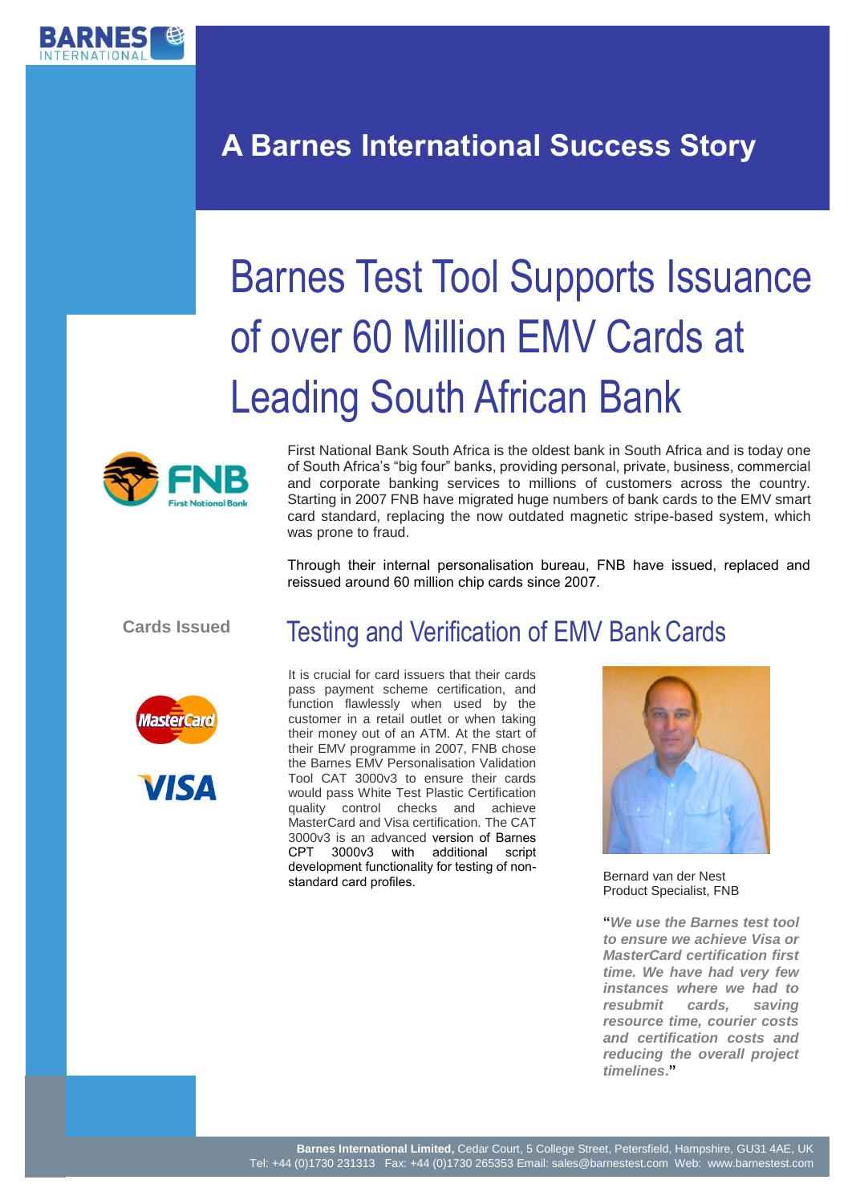# A Barnes International Success Story

# Barnes Test Tool Supports Issuance of over 60 Million EMV Cards at Leading South African Bank

First National Bank South Africa is the oldest bank in South Africa and is today one of South Africa's "big four" banks, providing personal, private, business, commercial and corporate banking services to millions of customers across the country. Starting in 2007 FNB have migrated huge numbers of bank cards to the EMV smart card standard, replacing the now outdated magnetic stripe-based system, which was prone to fraud.

Through their internal personalisation bureau, FNB have issued, replaced and reissued around 60 million chip cards since 2007.

**Cards Issued**

## Testing and Verification of EMV Bank Cards

It is crucial for card issuers that their cards pass payment scheme certification, and function flawlessly when used by the customer in a retail outlet or when taking their money out of an ATM. At the start of their EMV programme in 2007, FNB chose the Barnes EMV Personalisation Validation Tool CAT 3000v3 to ensure their cards would pass White Test Plastic Certification quality control checks and achieve MasterCard and Visa certification. The CAT 3000v3 is an advanced version of Barnes CPT 3000v3 with additional script development functionality for testing of non-standard card profiles.

Bernard van der Nest
Product Specialist, FNB

"***We use the Barnes test tool to ensure we achieve Visa or MasterCard certification first time. We have had very few instances where we had to resubmit cards, saving resource time, courier costs and certification costs and reducing the overall project timelines.***"

**Barnes International Limited,** Cedar Court, 5 College Street, Petersfield, Hampshire, GU31 4AE, UK
Tel: +44 (0)1730 231313 Fax: +44 (0)1730 265353 Email: sales@barnestest.com Web: www.barnestest.com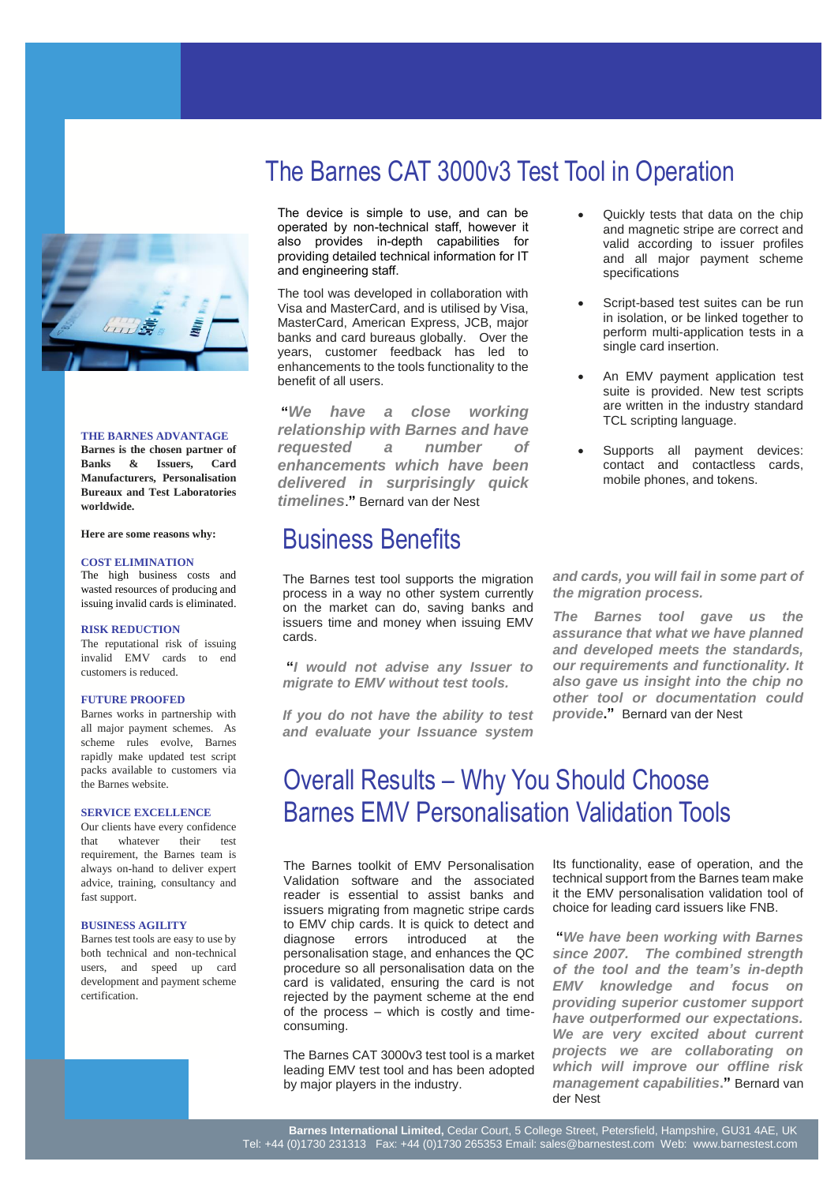# The Barnes CAT 3000v3 Test Tool in Operation

The device is simple to use, and can be operated by non-technical staff, however it also provides in-depth capabilities for providing detailed technical information for IT and engineering staff.

The tool was developed in collaboration with Visa and MasterCard, and is utilised by Visa, MasterCard, American Express, JCB, major banks and card bureaus globally. Over the years, customer feedback has led to enhancements to the tools functionality to the benefit of all users.

**"*We have a close working relationship with Barnes and have requested a number of enhancements which have been delivered in surprisingly quick timelines*."** Bernard van der Nest

- Quickly tests that data on the chip and magnetic stripe are correct and valid according to issuer profiles and all major payment scheme specifications
- Script-based test suites can be run in isolation, or be linked together to perform multi-application tests in a single card insertion.
- An EMV payment application test suite is provided. New test scripts are written in the industry standard TCL scripting language.
- Supports all payment devices: contact and contactless cards, mobile phones, and tokens.

## Business Benefits

The Barnes test tool supports the migration process in a way no other system currently on the market can do, saving banks and issuers time and money when issuing EMV cards.

**"*I would not advise any Issuer to migrate to EMV without test tools.***

***If you do not have the ability to test and evaluate your Issuance system and cards, you will fail in some part of the migration process.***

***The Barnes tool gave us the assurance that what we have planned and developed meets the standards, our requirements and functionality. It also gave us insight into the chip no other tool or documentation could provide*."** Bernard van der Nest

## Overall Results – Why You Should Choose Barnes EMV Personalisation Validation Tools

The Barnes toolkit of EMV Personalisation Validation software and the associated reader is essential to assist banks and issuers migrating from magnetic stripe cards to EMV chip cards. It is quick to detect and diagnose errors introduced at the personalisation stage, and enhances the QC procedure so all personalisation data on the card is validated, ensuring the card is not rejected by the payment scheme at the end of the process – which is costly and time-consuming.

The Barnes CAT 3000v3 test tool is a market leading EMV test tool and has been adopted by major players in the industry.

Its functionality, ease of operation, and the technical support from the Barnes team make it the EMV personalisation validation tool of choice for leading card issuers like FNB.

**"*We have been working with Barnes since 2007. The combined strength of the tool and the team's in-depth EMV knowledge and focus on providing superior customer support have outperformed our expectations. We are very excited about current projects we are collaborating on which will improve our offline risk management capabilities*."** Bernard van der Nest

### THE BARNES ADVANTAGE

**Barnes is the chosen partner of Banks & Issuers, Card Manufacturers, Personalisation Bureaux and Test Laboratories worldwide.**

**Here are some reasons why:**

**COST ELIMINATION**
The high business costs and wasted resources of producing and issuing invalid cards is eliminated.

**RISK REDUCTION**
The reputational risk of issuing invalid EMV cards to end customers is reduced.

**FUTURE PROOFED**
Barnes works in partnership with all major payment schemes. As scheme rules evolve, Barnes rapidly make updated test script packs available to customers via the Barnes website.

**SERVICE EXCELLENCE**
Our clients have every confidence that whatever their test requirement, the Barnes team is always on-hand to deliver expert advice, training, consultancy and fast support.

**BUSINESS AGILITY**
Barnes test tools are easy to use by both technical and non-technical users, and speed up card development and payment scheme certification.

**Barnes International Limited,** Cedar Court, 5 College Street, Petersfield, Hampshire, GU31 4AE, UK
Tel: +44 (0)1730 231313 Fax: +44 (0)1730 265353 Email: sales@barnestest.com Web: www.barnestest.com